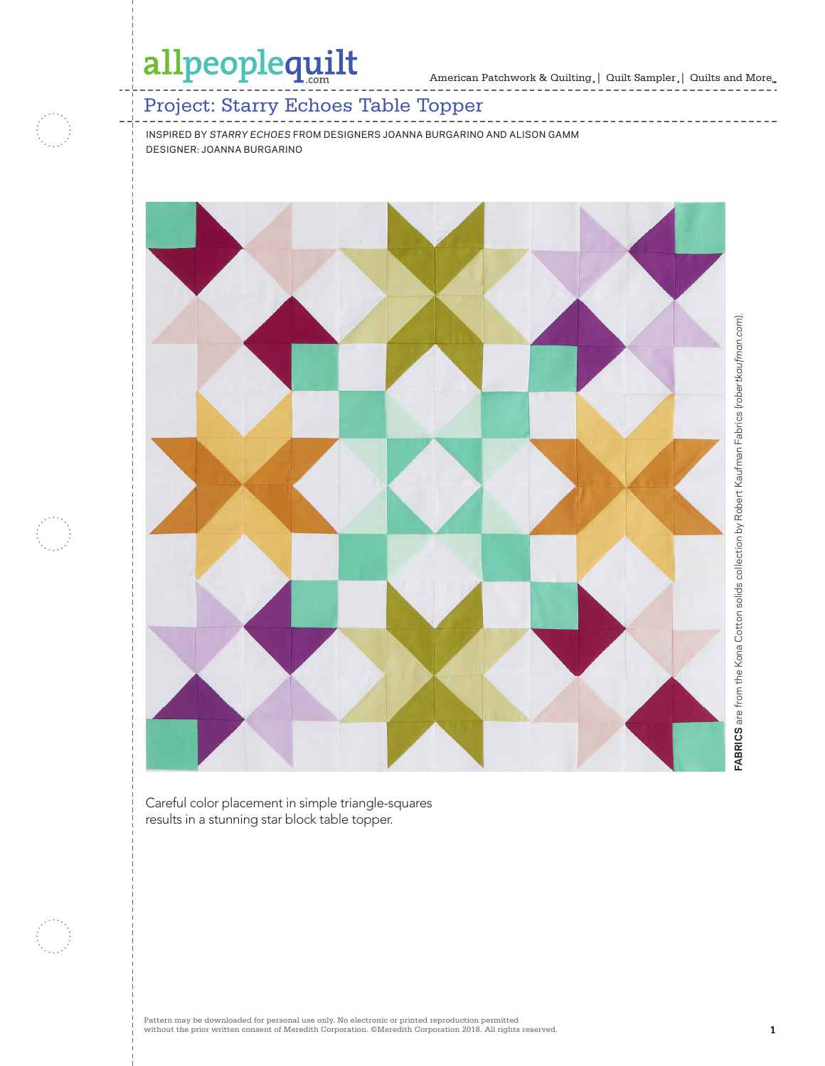# Project: Starry Echoes Table Topper

INSPIRED BY *STARRY ECHOES* FROM DESIGNERS JOANNA BURGARINO AND ALISON GAMM
DESIGNER: JOANNA BURGARINO

**FABRICS** are from the Kona Cotton solids collection by Robert Kaufman Fabrics (*robertkaufman.com*).

Careful color placement in simple triangle-squares results in a stunning star block table topper.

Pattern may be downloaded for personal use only. No electronic or printed reproduction permitted without the prior written consent of Meredith Corporation. ©Meredith Corporation 2018. All rights reserved.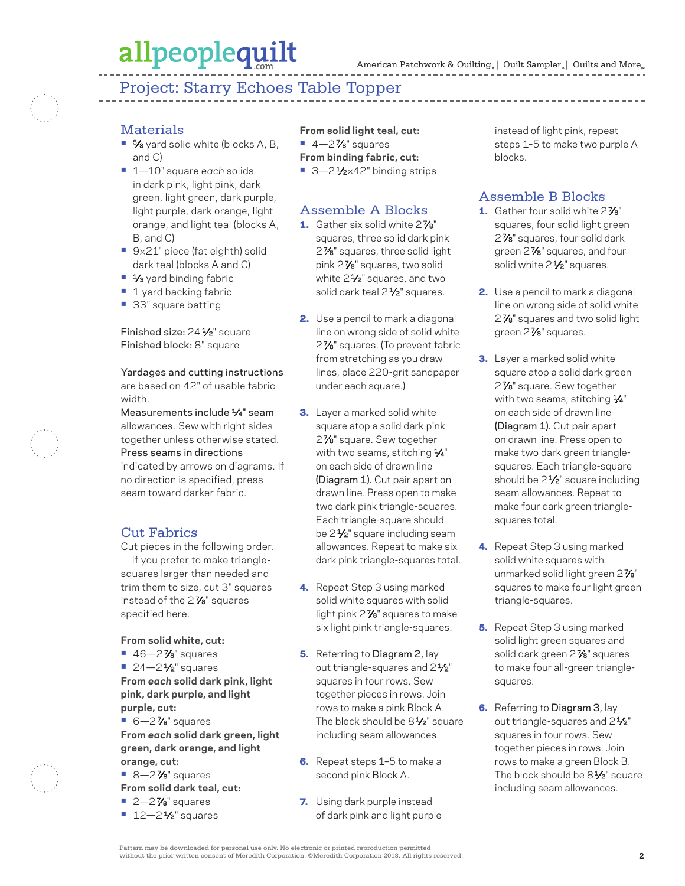# Project: Starry Echoes Table Topper

## Materials

- ⅝ yard solid white (blocks A, B, and C)
- 1—10" square *each* solids in dark pink, light pink, dark green, light green, dark purple, light purple, dark orange, light orange, and light teal (blocks A, B, and C)
- 9×21" piece (fat eighth) solid dark teal (blocks A and C)
- ⅓ yard binding fabric
- 1 yard backing fabric
- 33" square batting

Finished size: 24½" square
Finished block: 8" square

Yardages and cutting instructions are based on 42" of usable fabric width.

Measurements include ¼" seam allowances. Sew with right sides together unless otherwise stated.

Press seams in directions indicated by arrows on diagrams. If no direction is specified, press seam toward darker fabric.

## Cut Fabrics

Cut pieces in the following order.

If you prefer to make triangle-squares larger than needed and trim them to size, cut 3" squares instead of the 2⅞" squares specified here.

**From solid white, cut:**
- 46—2⅞" squares
- 24—2½" squares

**From *each* solid dark pink, light pink, dark purple, and light purple, cut:**
- 6—2⅞" squares

**From *each* solid dark green, light green, dark orange, and light orange, cut:**
- 8—2⅞" squares

**From solid dark teal, cut:**
- 2—2⅞" squares
- 12—2½" squares

**From solid light teal, cut:**
- 4—2⅞" squares

**From binding fabric, cut:**
- 3—2½×42" binding strips

## Assemble A Blocks

1. Gather six solid white 2⅞" squares, three solid dark pink 2⅞" squares, three solid light pink 2⅞" squares, two solid white 2½" squares, and two solid dark teal 2½" squares.
2. Use a pencil to mark a diagonal line on wrong side of solid white 2⅞" squares. (To prevent fabric from stretching as you draw lines, place 220-grit sandpaper under each square.)
3. Layer a marked solid white square atop a solid dark pink 2⅞" square. Sew together with two seams, stitching ¼" on each side of drawn line **(Diagram 1)**. Cut pair apart on drawn line. Press open to make two dark pink triangle-squares. Each triangle-square should be 2½" square including seam allowances. Repeat to make six dark pink triangle-squares total.
4. Repeat Step 3 using marked solid white squares with solid light pink 2⅞" squares to make six light pink triangle-squares.
5. Referring to **Diagram 2**, lay out triangle-squares and 2½" squares in four rows. Sew together pieces in rows. Join rows to make a pink Block A. The block should be 8½" square including seam allowances.
6. Repeat steps 1–5 to make a second pink Block A.
7. Using dark purple instead of dark pink and light purple instead of light pink, repeat steps 1–5 to make two purple A blocks.

## Assemble B Blocks

1. Gather four solid white 2⅞" squares, four solid light green 2⅞" squares, four solid dark green 2⅞" squares, and four solid white 2½" squares.
2. Use a pencil to mark a diagonal line on wrong side of solid white 2⅞" squares and two solid light green 2⅞" squares.
3. Layer a marked solid white square atop a solid dark green 2⅞" square. Sew together with two seams, stitching ¼" on each side of drawn line **(Diagram 1)**. Cut pair apart on drawn line. Press open to make two dark green triangle-squares. Each triangle-square should be 2½" square including seam allowances. Repeat to make four dark green triangle-squares total.
4. Repeat Step 3 using marked solid white squares with unmarked solid light green 2⅞" squares to make four light green triangle-squares.
5. Repeat Step 3 using marked solid light green squares and solid dark green 2⅞" squares to make four all-green triangle-squares.
6. Referring to **Diagram 3**, lay out triangle-squares and 2½" squares in four rows. Sew together pieces in rows. Join rows to make a green Block B. The block should be 8½" square including seam allowances.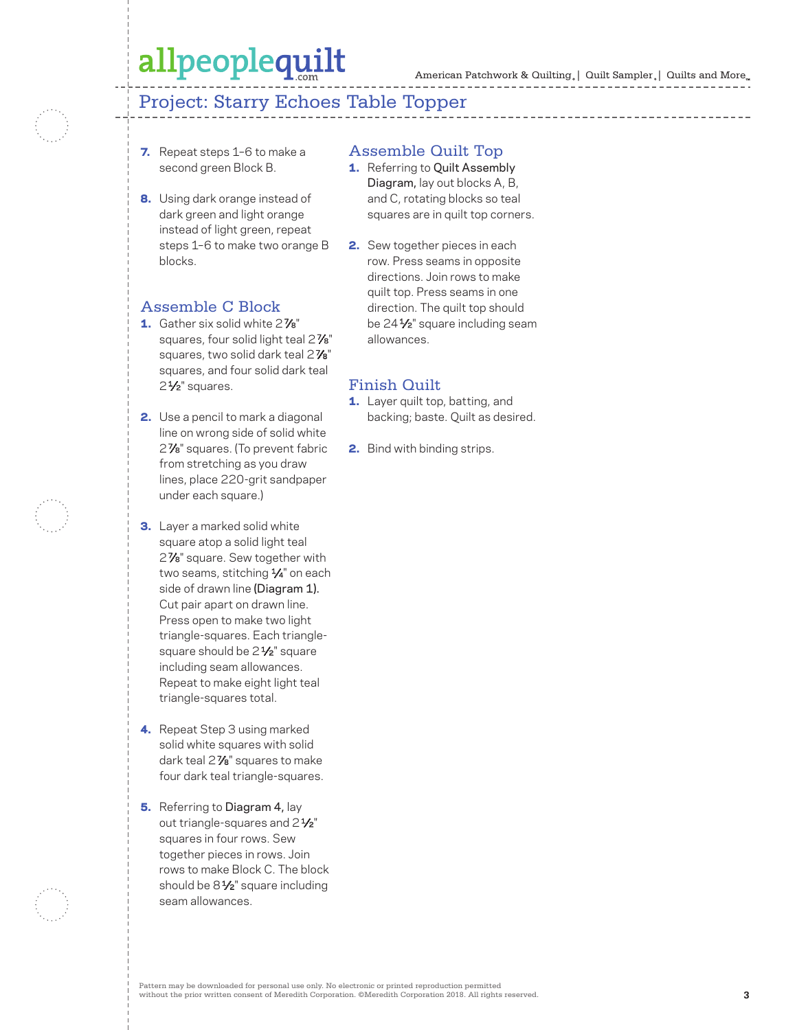## Project: Starry Echoes Table Topper

7. Repeat steps 1–6 to make a second green Block B.

8. Using dark orange instead of dark green and light orange instead of light green, repeat steps 1–6 to make two orange B blocks.

### Assemble C Block

1. Gather six solid white 2⅞" squares, four solid light teal 2⅞" squares, two solid dark teal 2⅞" squares, and four solid dark teal 2½" squares.

2. Use a pencil to mark a diagonal line on wrong side of solid white 2⅞" squares. (To prevent fabric from stretching as you draw lines, place 220-grit sandpaper under each square.)

3. Layer a marked solid white square atop a solid light teal 2⅞" square. Sew together with two seams, stitching ¼" on each side of drawn line **(Diagram 1).** Cut pair apart on drawn line. Press open to make two light triangle-squares. Each triangle-square should be 2½" square including seam allowances. Repeat to make eight light teal triangle-squares total.

4. Repeat Step 3 using marked solid white squares with solid dark teal 2⅞" squares to make four dark teal triangle-squares.

5. Referring to **Diagram 4,** lay out triangle-squares and 2½" squares in four rows. Sew together pieces in rows. Join rows to make Block C. The block should be 8½" square including seam allowances.

### Assemble Quilt Top

1. Referring to **Quilt Assembly Diagram,** lay out blocks A, B, and C, rotating blocks so teal squares are in quilt top corners.

2. Sew together pieces in each row. Press seams in opposite directions. Join rows to make quilt top. Press seams in one direction. The quilt top should be 24½" square including seam allowances.

### Finish Quilt

1. Layer quilt top, batting, and backing; baste. Quilt as desired.

2. Bind with binding strips.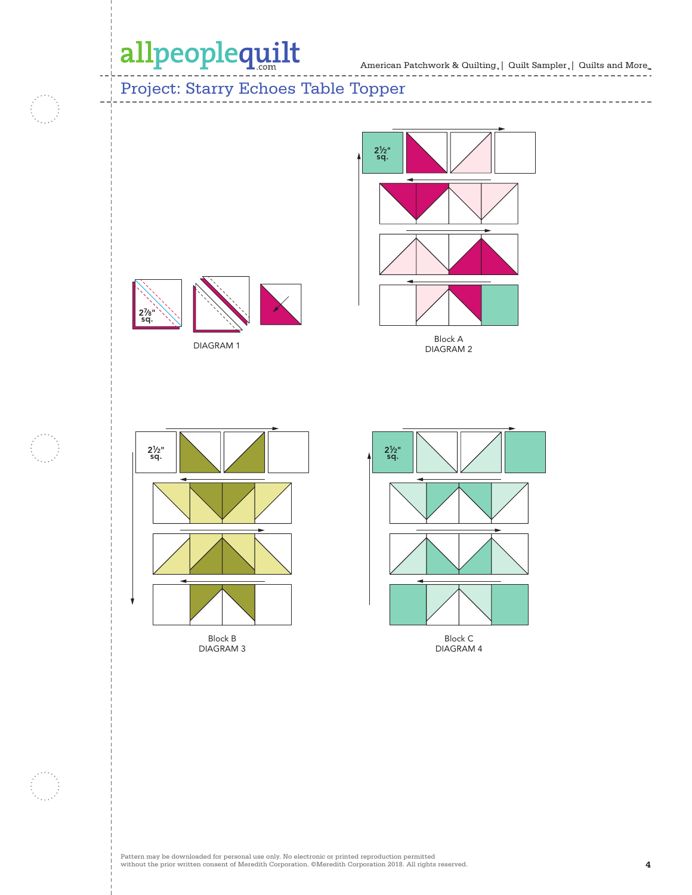## Project: Starry Echoes Table Topper

2⅞" sq.

DIAGRAM 1

2½" sq.

Block A
DIAGRAM 2

2½" sq.

Block B
DIAGRAM 3

2½" sq.

Block C
DIAGRAM 4

Pattern may be downloaded for personal use only. No electronic or printed reproduction permitted without the prior written consent of Meredith Corporation. ©Meredith Corporation 2018. All rights reserved.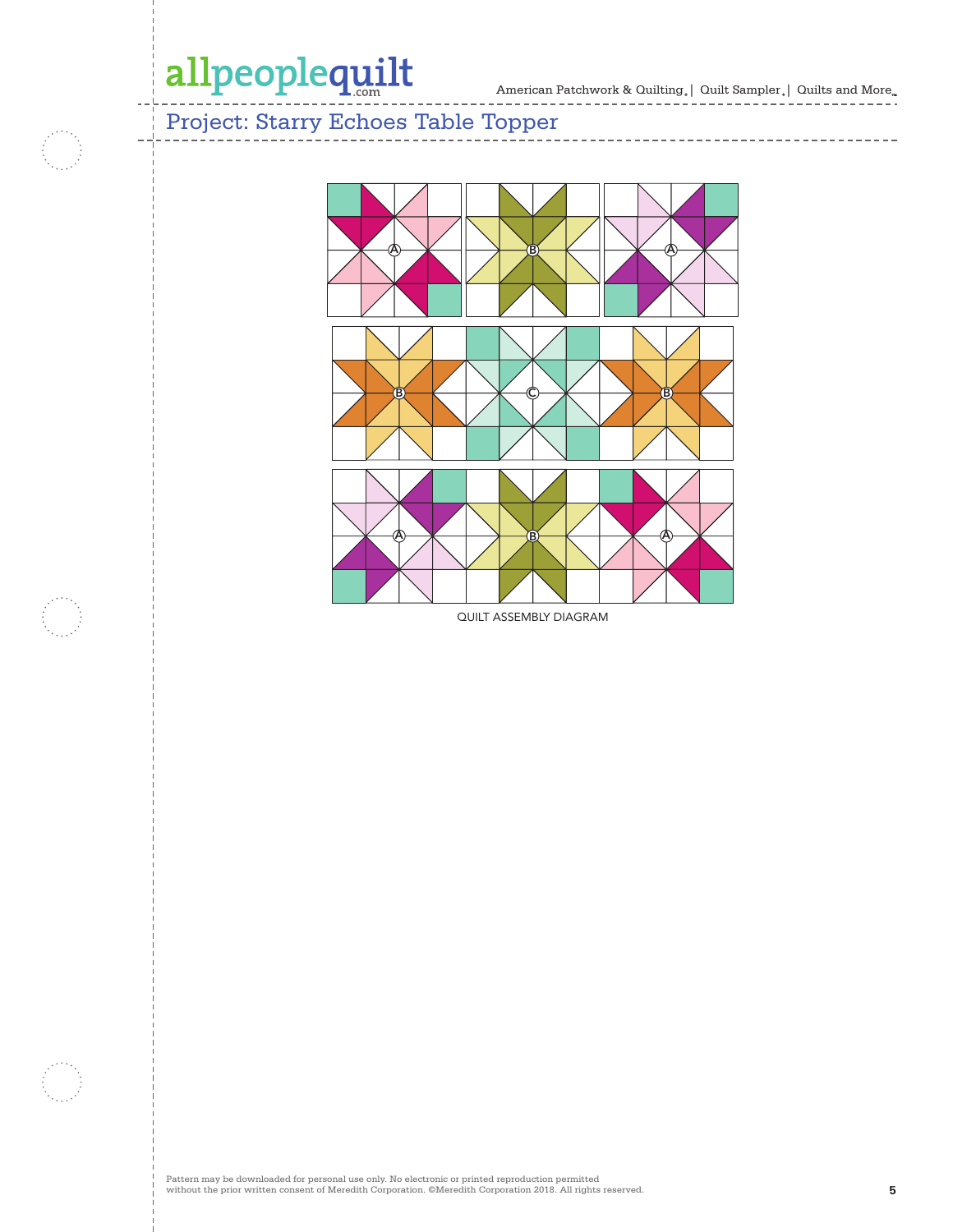## Project: Starry Echoes Table Topper

A

B

A

B

C

B

A

B

A

QUILT ASSEMBLY DIAGRAM

Pattern may be downloaded for personal use only. No electronic or printed reproduction permitted without the prior written consent of Meredith Corporation. ©Meredith Corporation 2018. All rights reserved.